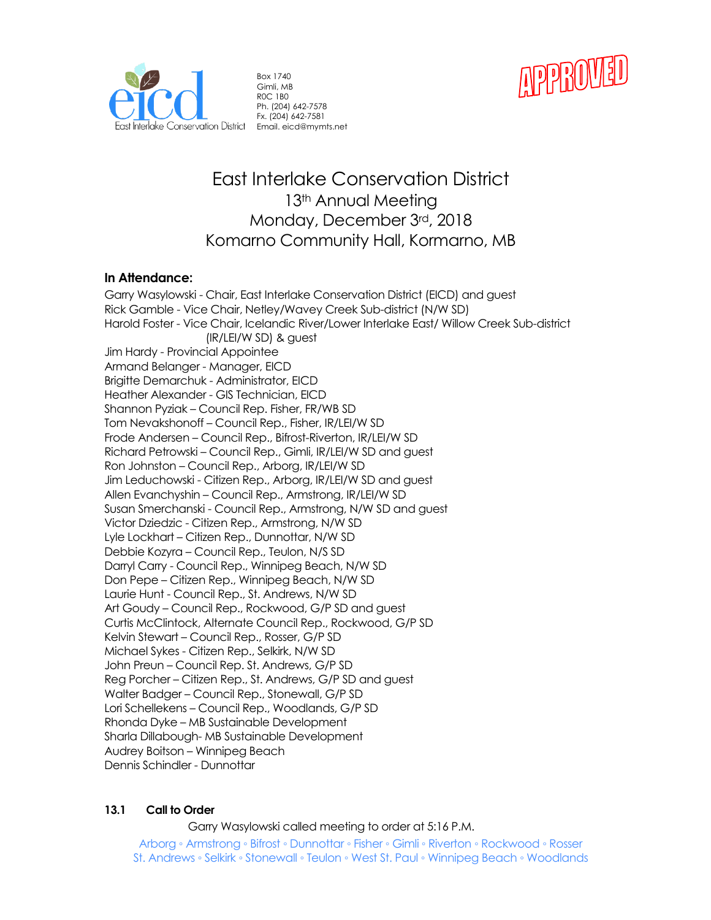Box 1740
Gimli, MB
R0C 1B0
Ph. (204) 642-7578
Fx. (204) 642-7581
Email. eicd@mymts.net

APPROVED

# East Interlake Conservation District
## 13th Annual Meeting
## Monday, December 3rd, 2018
## Komarno Community Hall, Kormarno, MB

**In Attendance:**

Garry Wasylowski - Chair, East Interlake Conservation District (EICD) and guest
Rick Gamble - Vice Chair, Netley/Wavey Creek Sub-district (N/W SD)
Harold Foster - Vice Chair, Icelandic River/Lower Interlake East/ Willow Creek Sub-district (IR/LEI/W SD) & guest
Jim Hardy - Provincial Appointee
Armand Belanger - Manager, EICD
Brigitte Demarchuk - Administrator, EICD
Heather Alexander - GIS Technician, EICD
Shannon Pyziak – Council Rep. Fisher, FR/WB SD
Tom Nevakshonoff – Council Rep., Fisher, IR/LEI/W SD
Frode Andersen – Council Rep., Bifrost-Riverton, IR/LEI/W SD
Richard Petrowski – Council Rep., Gimli, IR/LEI/W SD and guest
Ron Johnston – Council Rep., Arborg, IR/LEI/W SD
Jim Leduchowski - Citizen Rep., Arborg, IR/LEI/W SD and guest
Allen Evanchyshin – Council Rep., Armstrong, IR/LEI/W SD
Susan Smerchanski - Council Rep., Armstrong, N/W SD and guest
Victor Dziedzic - Citizen Rep., Armstrong, N/W SD
Lyle Lockhart – Citizen Rep., Dunnottar, N/W SD
Debbie Kozyra – Council Rep., Teulon, N/S SD
Darryl Carry - Council Rep., Winnipeg Beach, N/W SD
Don Pepe – Citizen Rep., Winnipeg Beach, N/W SD
Laurie Hunt - Council Rep., St. Andrews, N/W SD
Art Goudy – Council Rep., Rockwood, G/P SD and guest
Curtis McClintock, Alternate Council Rep., Rockwood, G/P SD
Kelvin Stewart – Council Rep., Rosser, G/P SD
Michael Sykes - Citizen Rep., Selkirk, N/W SD
John Preun – Council Rep. St. Andrews, G/P SD
Reg Porcher – Citizen Rep., St. Andrews, G/P SD and guest
Walter Badger – Council Rep., Stonewall, G/P SD
Lori Schellekens – Council Rep., Woodlands, G/P SD
Rhonda Dyke – MB Sustainable Development
Sharla Dillabough- MB Sustainable Development
Audrey Boitson – Winnipeg Beach
Dennis Schindler - Dunnottar

**13.1 Call to Order**

Garry Wasylowski called meeting to order at 5:16 P.M.

Arborg ◦ Armstrong ◦ Bifrost ◦ Dunnottar ◦ Fisher ◦ Gimli ◦ Riverton ◦ Rockwood ◦ Rosser
St. Andrews ◦ Selkirk ◦ Stonewall ◦ Teulon ◦ West St. Paul ◦ Winnipeg Beach ◦ Woodlands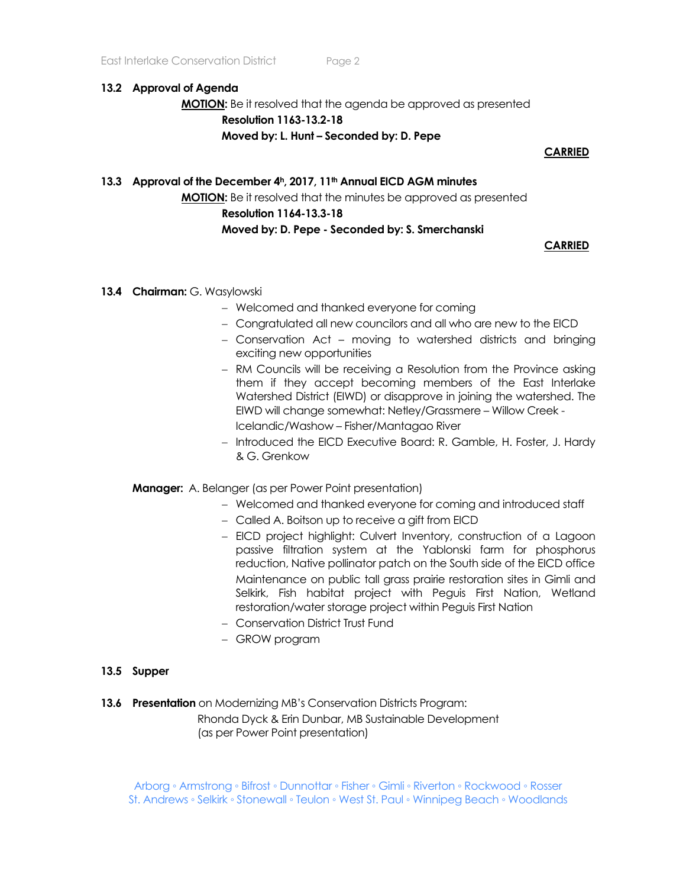**13.2 Approval of Agenda**

**MOTION:** Be it resolved that the agenda be approved as presented

**Resolution 1163-13.2-18**

**Moved by: L. Hunt – Seconded by: D. Pepe**

**CARRIED**

**13.3 Approval of the December 4h, 2017, 11th Annual EICD AGM minutes**

**MOTION:** Be it resolved that the minutes be approved as presented

**Resolution 1164-13.3-18**

**Moved by: D. Pepe - Seconded by: S. Smerchanski**

**CARRIED**

**13.4 Chairman:** G. Wasylowski

- Welcomed and thanked everyone for coming
- Congratulated all new councilors and all who are new to the EICD
- Conservation Act – moving to watershed districts and bringing exciting new opportunities
- RM Councils will be receiving a Resolution from the Province asking them if they accept becoming members of the East Interlake Watershed District (EIWD) or disapprove in joining the watershed. The EIWD will change somewhat: Netley/Grassmere – Willow Creek - Icelandic/Washow – Fisher/Mantagao River
- Introduced the EICD Executive Board: R. Gamble, H. Foster, J. Hardy & G. Grenkow

**Manager:** A. Belanger (as per Power Point presentation)

- Welcomed and thanked everyone for coming and introduced staff
- Called A. Boitson up to receive a gift from EICD
- EICD project highlight: Culvert Inventory, construction of a Lagoon passive filtration system at the Yablonski farm for phosphorus reduction, Native pollinator patch on the South side of the EICD office Maintenance on public tall grass prairie restoration sites in Gimli and Selkirk, Fish habitat project with Peguis First Nation, Wetland restoration/water storage project within Peguis First Nation
- Conservation District Trust Fund
- GROW program

**13.5 Supper**

**13.6 Presentation** on Modernizing MB's Conservation Districts Program:

Rhonda Dyck & Erin Dunbar, MB Sustainable Development
(as per Power Point presentation)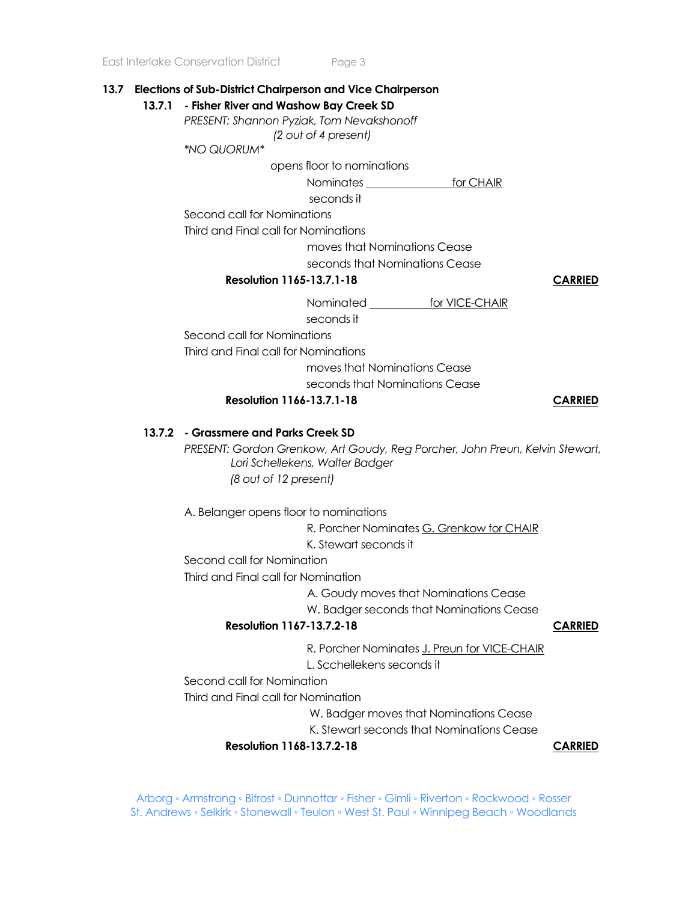### 13.7 Elections of Sub-District Chairperson and Vice Chairperson

**13.7.1 - Fisher River and Washow Bay Creek SD**

*PRESENT: Shannon Pyziak, Tom Nevakshonoff*
*(2 out of 4 present)*
*\*NO QUORUM\**

opens floor to nominations

Nominates ______________ for CHAIR

seconds it

Second call for Nominations

Third and Final call for Nominations

moves that Nominations Cease

seconds that Nominations Cease

**Resolution 1165-13.7.1-18** **CARRIED**

Nominated ___________ for VICE-CHAIR

seconds it

Second call for Nominations

Third and Final call for Nominations

moves that Nominations Cease

seconds that Nominations Cease

**Resolution 1166-13.7.1-18** **CARRIED**

**13.7.2 - Grassmere and Parks Creek SD**

*PRESENT: Gordon Grenkow, Art Goudy, Reg Porcher, John Preun, Kelvin Stewart, Lori Schellekens, Walter Badger*
*(8 out of 12 present)*

A. Belanger opens floor to nominations

R. Porcher Nominates G. Grenkow for CHAIR

K. Stewart seconds it

Second call for Nomination

Third and Final call for Nomination

A. Goudy moves that Nominations Cease

W. Badger seconds that Nominations Cease

**Resolution 1167-13.7.2-18** **CARRIED**

R. Porcher Nominates J. Preun for VICE-CHAIR

L. Scchellekens seconds it

Second call for Nomination

Third and Final call for Nomination

W. Badger moves that Nominations Cease

K. Stewart seconds that Nominations Cease

**Resolution 1168-13.7.2-18** **CARRIED**

Arborg ◦ Armstrong ◦ Bifrost ◦ Dunnottar ◦ Fisher ◦ Gimli ◦ Riverton ◦ Rockwood ◦ Rosser
St. Andrews ◦ Selkirk ◦ Stonewall ◦ Teulon ◦ West St. Paul ◦ Winnipeg Beach ◦ Woodlands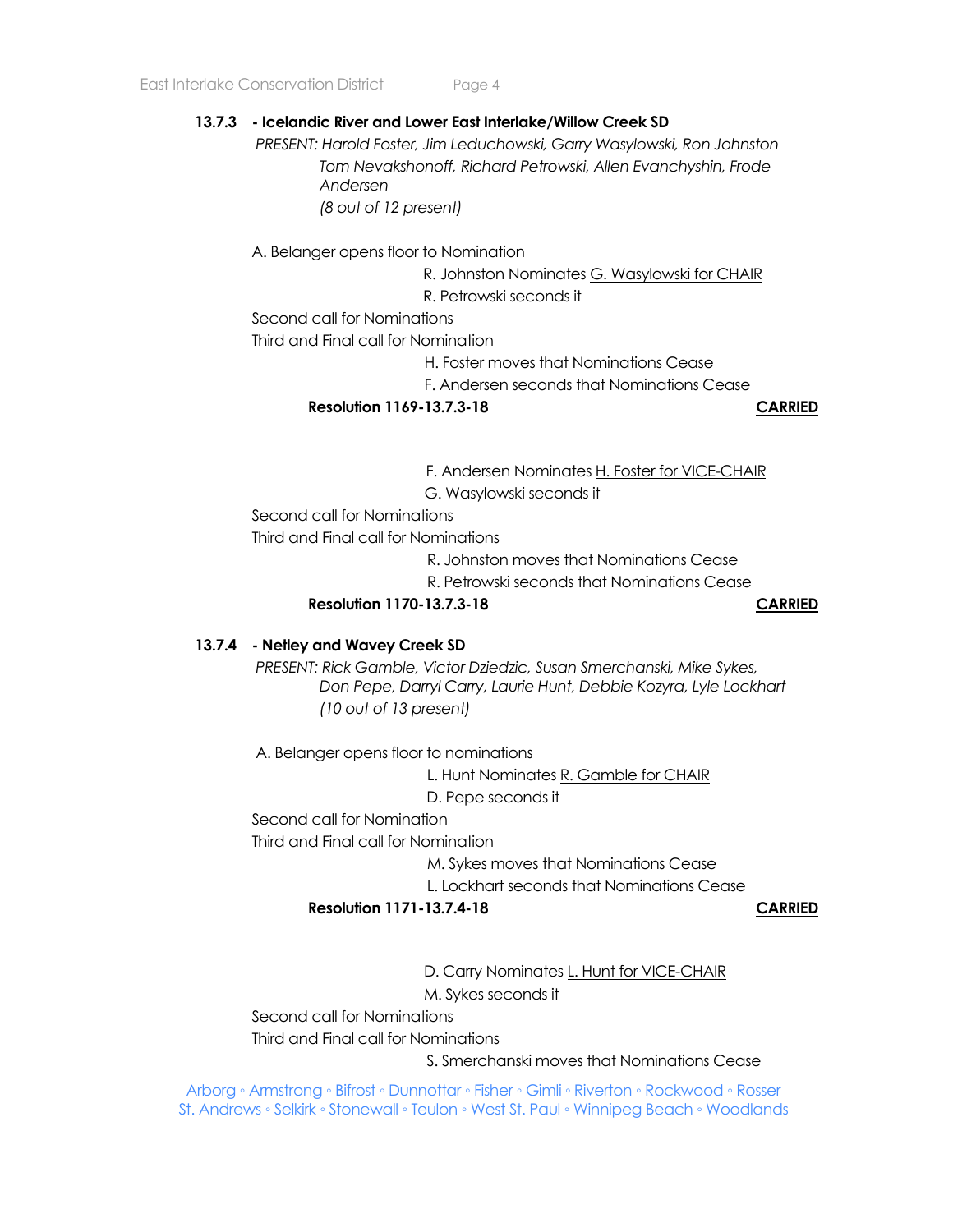**13.7.3 - Icelandic River and Lower East Interlake/Willow Creek SD**

*PRESENT: Harold Foster, Jim Leduchowski, Garry Wasylowski, Ron Johnston Tom Nevakshonoff, Richard Petrowski, Allen Evanchyshin, Frode Andersen*
*(8 out of 12 present)*

A. Belanger opens floor to Nomination

R. Johnston Nominates G. Wasylowski for CHAIR
R. Petrowski seconds it

Second call for Nominations
Third and Final call for Nomination

H. Foster moves that Nominations Cease
F. Andersen seconds that Nominations Cease

**Resolution 1169-13.7.3-18** **CARRIED**

F. Andersen Nominates H. Foster for VICE-CHAIR
G. Wasylowski seconds it

Second call for Nominations
Third and Final call for Nominations

R. Johnston moves that Nominations Cease
R. Petrowski seconds that Nominations Cease

**Resolution 1170-13.7.3-18** **CARRIED**

**13.7.4 - Netley and Wavey Creek SD**

*PRESENT: Rick Gamble, Victor Dziedzic, Susan Smerchanski, Mike Sykes, Don Pepe, Darryl Carry, Laurie Hunt, Debbie Kozyra, Lyle Lockhart*
*(10 out of 13 present)*

A. Belanger opens floor to nominations

L. Hunt Nominates R. Gamble for CHAIR
D. Pepe seconds it

Second call for Nomination
Third and Final call for Nomination

M. Sykes moves that Nominations Cease
L. Lockhart seconds that Nominations Cease

**Resolution 1171-13.7.4-18** **CARRIED**

D. Carry Nominates L. Hunt for VICE-CHAIR
M. Sykes seconds it

Second call for Nominations
Third and Final call for Nominations

S. Smerchanski moves that Nominations Cease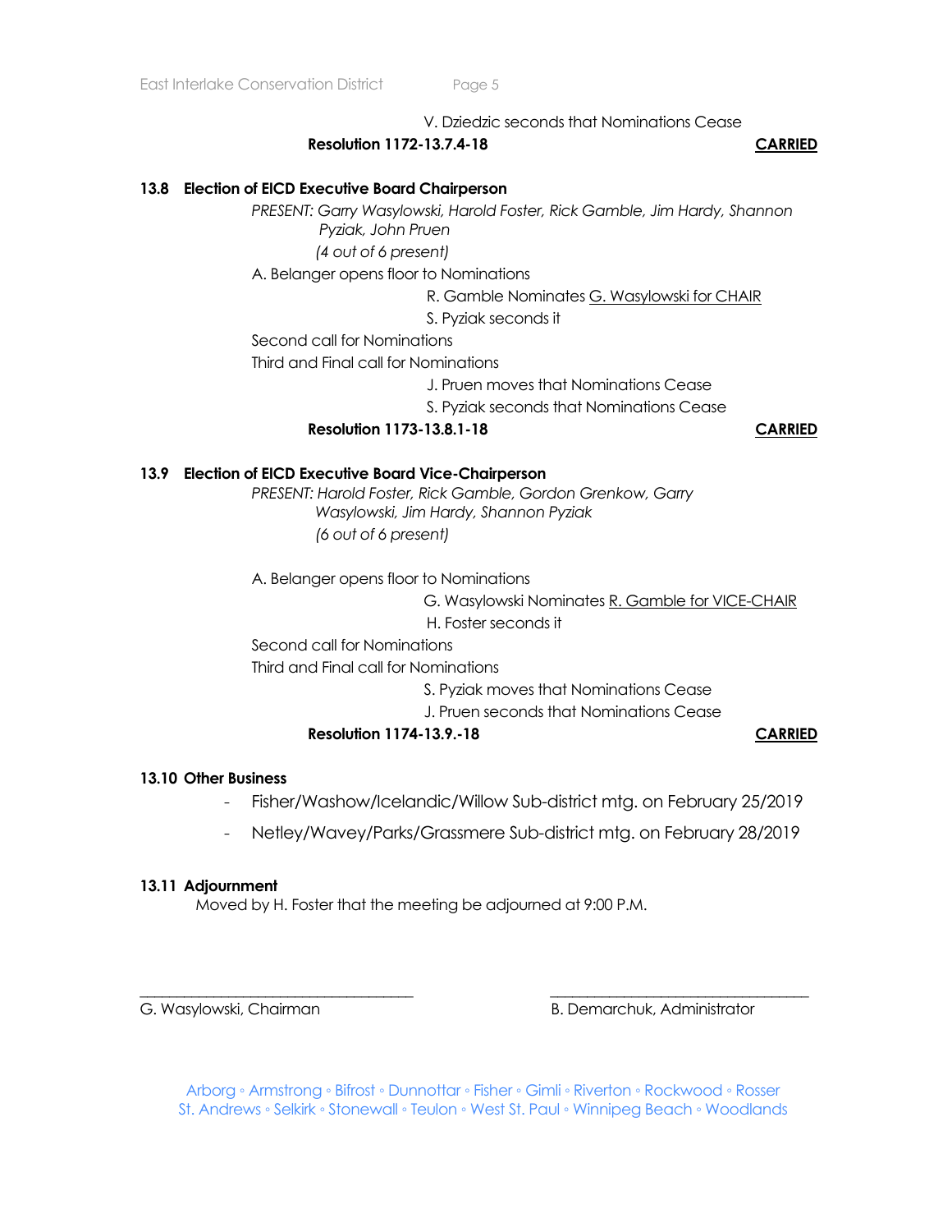V. Dziedzic seconds that Nominations Cease

**Resolution 1172-13.7.4-18** **CARRIED**

**13.8 Election of EICD Executive Board Chairperson**

*PRESENT: Garry Wasylowski, Harold Foster, Rick Gamble, Jim Hardy, Shannon Pyziak, John Pruen*
*(4 out of 6 present)*

A. Belanger opens floor to Nominations

R. Gamble Nominates G. Wasylowski for CHAIR

S. Pyziak seconds it

Second call for Nominations

Third and Final call for Nominations

J. Pruen moves that Nominations Cease

S. Pyziak seconds that Nominations Cease

**Resolution 1173-13.8.1-18** **CARRIED**

**13.9 Election of EICD Executive Board Vice-Chairperson**

*PRESENT: Harold Foster, Rick Gamble, Gordon Grenkow, Garry Wasylowski, Jim Hardy, Shannon Pyziak*
*(6 out of 6 present)*

A. Belanger opens floor to Nominations

G. Wasylowski Nominates R. Gamble for VICE-CHAIR

H. Foster seconds it

Second call for Nominations

Third and Final call for Nominations

S. Pyziak moves that Nominations Cease

J. Pruen seconds that Nominations Cease

**Resolution 1174-13.9.-18** **CARRIED**

**13.10 Other Business**

- Fisher/Washow/Icelandic/Willow Sub-district mtg. on February 25/2019
- Netley/Wavey/Parks/Grassmere Sub-district mtg. on February 28/2019

**13.11 Adjournment**

Moved by H. Foster that the meeting be adjourned at 9:00 P.M.

\_\_\_\_\_\_\_\_\_\_\_\_\_\_\_\_\_\_\_\_\_\_\_\_\_\_\_\_\_\_
G. Wasylowski, Chairman

\_\_\_\_\_\_\_\_\_\_\_\_\_\_\_\_\_\_\_\_\_\_\_\_\_\_\_\_\_\_
B. Demarchuk, Administrator

Arborg ◦ Armstrong ◦ Bifrost ◦ Dunnottar ◦ Fisher ◦ Gimli ◦ Riverton ◦ Rockwood ◦ Rosser
St. Andrews ◦ Selkirk ◦ Stonewall ◦ Teulon ◦ West St. Paul ◦ Winnipeg Beach ◦ Woodlands